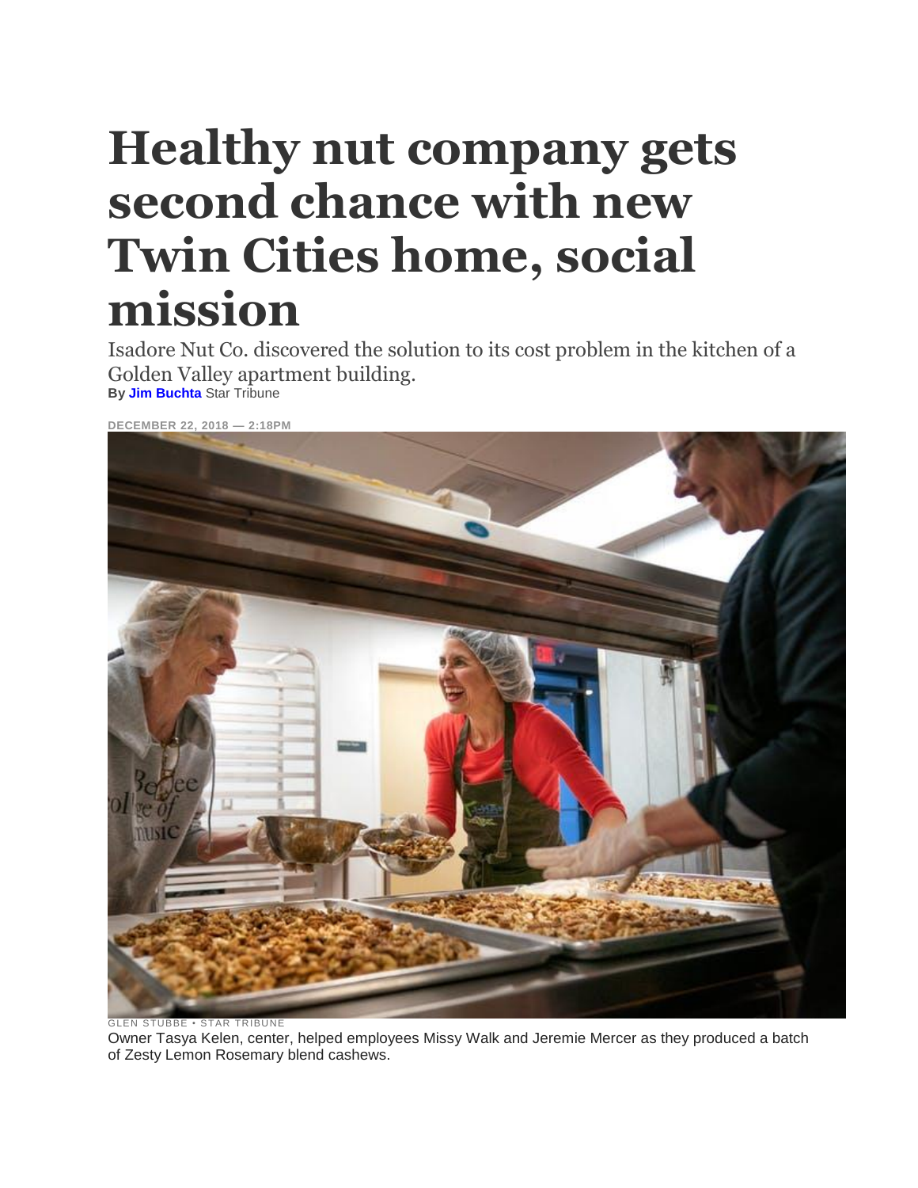# Healthy nut company gets second chance with new Twin Cities home, social mission

Isadore Nut Co. discovered the solution to its cost problem in the kitchen of a Golden Valley apartment building.

**By Jim Buchta** Star Tribune

DECEMBER 22, 2018 — 2:18PM

GLEN STUBBE • STAR TRIBUNE

Owner Tasya Kelen, center, helped employees Missy Walk and Jeremie Mercer as they produced a batch of Zesty Lemon Rosemary blend cashews.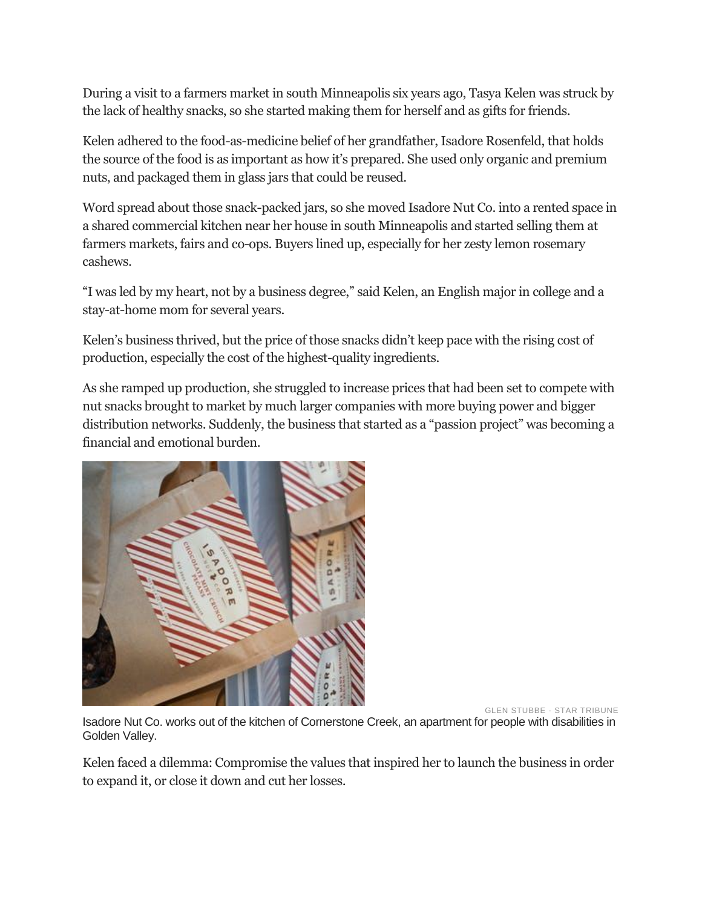During a visit to a farmers market in south Minneapolis six years ago, Tasya Kelen was struck by the lack of healthy snacks, so she started making them for herself and as gifts for friends.

Kelen adhered to the food-as-medicine belief of her grandfather, Isadore Rosenfeld, that holds the source of the food is as important as how it's prepared. She used only organic and premium nuts, and packaged them in glass jars that could be reused.

Word spread about those snack-packed jars, so she moved Isadore Nut Co. into a rented space in a shared commercial kitchen near her house in south Minneapolis and started selling them at farmers markets, fairs and co-ops. Buyers lined up, especially for her zesty lemon rosemary cashews.

"I was led by my heart, not by a business degree," said Kelen, an English major in college and a stay-at-home mom for several years.

Kelen's business thrived, but the price of those snacks didn't keep pace with the rising cost of production, especially the cost of the highest-quality ingredients.

As she ramped up production, she struggled to increase prices that had been set to compete with nut snacks brought to market by much larger companies with more buying power and bigger distribution networks. Suddenly, the business that started as a "passion project" was becoming a financial and emotional burden.

GLEN STUBBE - STAR TRIBUNE

Isadore Nut Co. works out of the kitchen of Cornerstone Creek, an apartment for people with disabilities in Golden Valley.

Kelen faced a dilemma: Compromise the values that inspired her to launch the business in order to expand it, or close it down and cut her losses.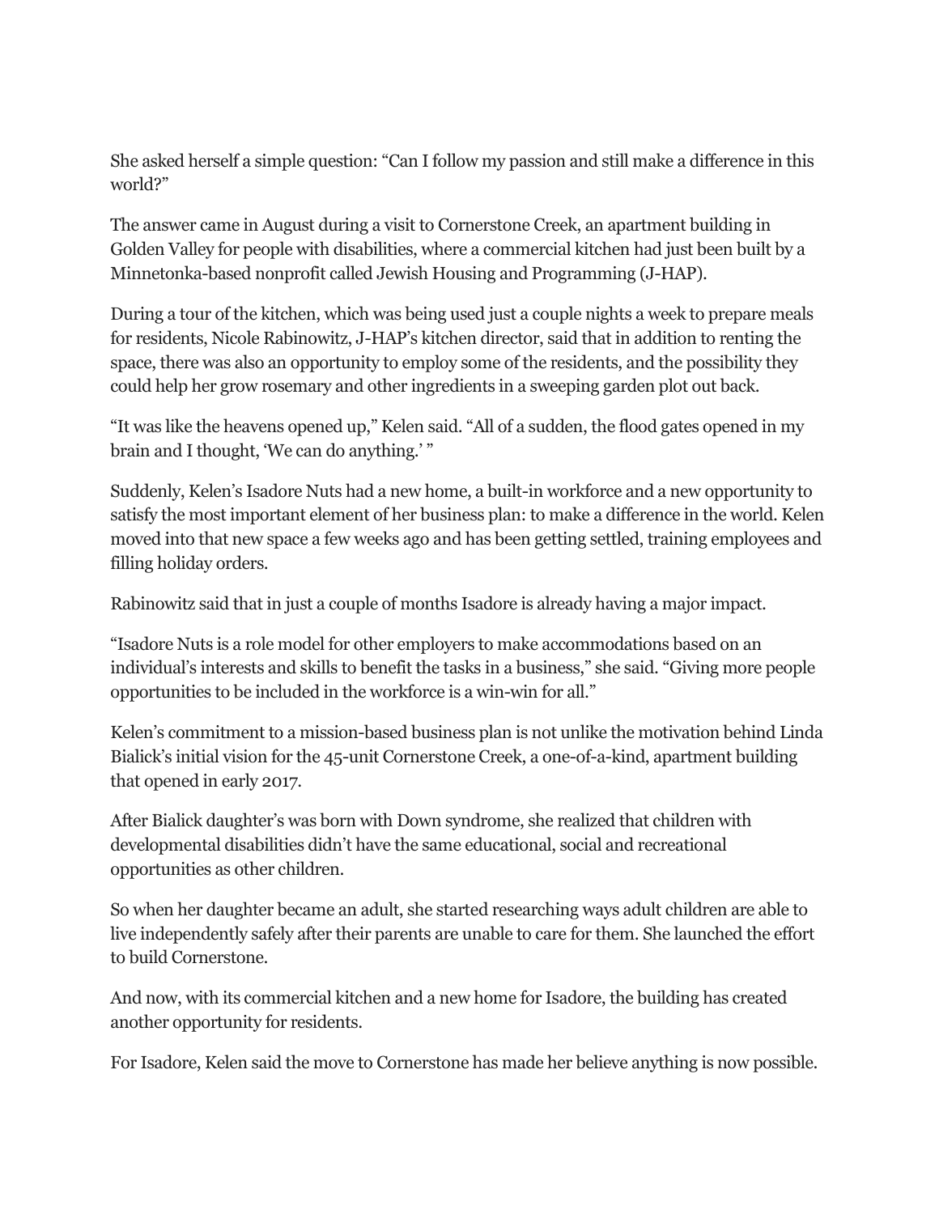She asked herself a simple question: “Can I follow my passion and still make a difference in this world?”

The answer came in August during a visit to Cornerstone Creek, an apartment building in Golden Valley for people with disabilities, where a commercial kitchen had just been built by a Minnetonka-based nonprofit called Jewish Housing and Programming (J-HAP).

During a tour of the kitchen, which was being used just a couple nights a week to prepare meals for residents, Nicole Rabinowitz, J-HAP’s kitchen director, said that in addition to renting the space, there was also an opportunity to employ some of the residents, and the possibility they could help her grow rosemary and other ingredients in a sweeping garden plot out back.

“It was like the heavens opened up,” Kelen said. “All of a sudden, the flood gates opened in my brain and I thought, ‘We can do anything.’ ”

Suddenly, Kelen’s Isadore Nuts had a new home, a built-in workforce and a new opportunity to satisfy the most important element of her business plan: to make a difference in the world. Kelen moved into that new space a few weeks ago and has been getting settled, training employees and filling holiday orders.

Rabinowitz said that in just a couple of months Isadore is already having a major impact.

“Isadore Nuts is a role model for other employers to make accommodations based on an individual’s interests and skills to benefit the tasks in a business,” she said. “Giving more people opportunities to be included in the workforce is a win-win for all.”

Kelen’s commitment to a mission-based business plan is not unlike the motivation behind Linda Bialick’s initial vision for the 45-unit Cornerstone Creek, a one-of-a-kind, apartment building that opened in early 2017.

After Bialick daughter’s was born with Down syndrome, she realized that children with developmental disabilities didn’t have the same educational, social and recreational opportunities as other children.

So when her daughter became an adult, she started researching ways adult children are able to live independently safely after their parents are unable to care for them. She launched the effort to build Cornerstone.

And now, with its commercial kitchen and a new home for Isadore, the building has created another opportunity for residents.

For Isadore, Kelen said the move to Cornerstone has made her believe anything is now possible.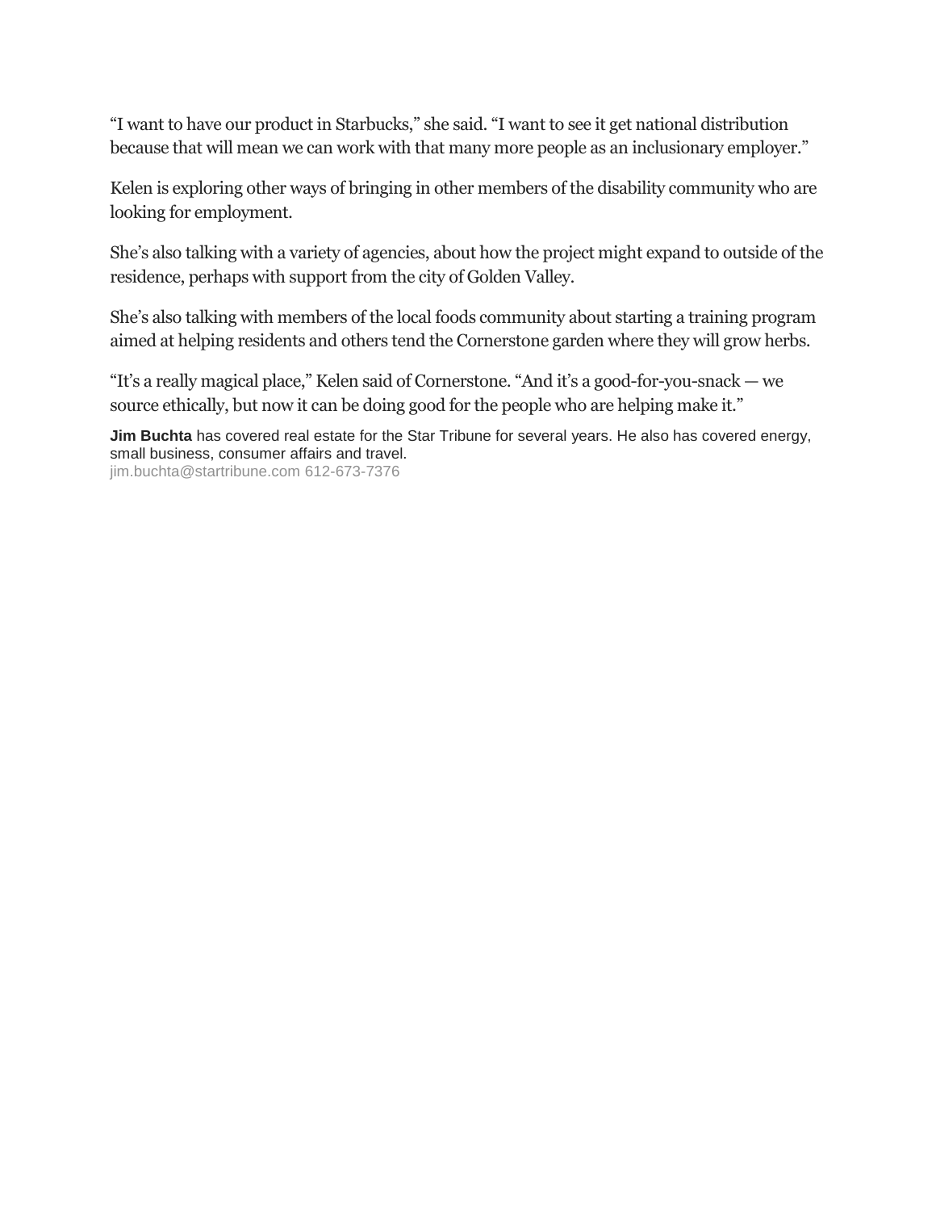"I want to have our product in Starbucks," she said. "I want to see it get national distribution because that will mean we can work with that many more people as an inclusionary employer."

Kelen is exploring other ways of bringing in other members of the disability community who are looking for employment.

She's also talking with a variety of agencies, about how the project might expand to outside of the residence, perhaps with support from the city of Golden Valley.

She's also talking with members of the local foods community about starting a training program aimed at helping residents and others tend the Cornerstone garden where they will grow herbs.

"It's a really magical place," Kelen said of Cornerstone. "And it's a good-for-you-snack — we source ethically, but now it can be doing good for the people who are helping make it."

**Jim Buchta** has covered real estate for the Star Tribune for several years. He also has covered energy, small business, consumer affairs and travel.
jim.buchta@startribune.com 612-673-7376